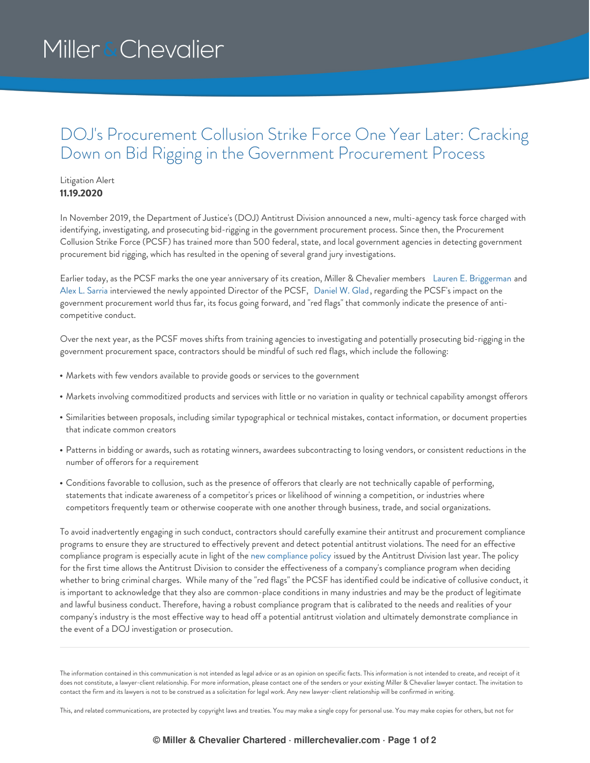Miller & Chevalier

# DOJ's Procurement Collusion Strike Force One Year Later: Cracking Down on Bid Rigging in the Government Procurement Process

Litigation Alert
**11.19.2020**

In November 2019, the Department of Justice's (DOJ) Antitrust Division announced a new, multi-agency task force charged with identifying, investigating, and prosecuting bid-rigging in the government procurement process. Since then, the Procurement Collusion Strike Force (PCSF) has trained more than 500 federal, state, and local government agencies in detecting government procurement bid rigging, which has resulted in the opening of several grand jury investigations.

Earlier today, as the PCSF marks the one year anniversary of its creation, Miller & Chevalier members Lauren E. Briggerman and Alex L. Sarria interviewed the newly appointed Director of the PCSF, Daniel W. Glad, regarding the PCSF's impact on the government procurement world thus far, its focus going forward, and "red flags" that commonly indicate the presence of anti-competitive conduct.

Over the next year, as the PCSF moves shifts from training agencies to investigating and potentially prosecuting bid-rigging in the government procurement space, contractors should be mindful of such red flags, which include the following:

- Markets with few vendors available to provide goods or services to the government
- Markets involving commoditized products and services with little or no variation in quality or technical capability amongst offerors
- Similarities between proposals, including similar typographical or technical mistakes, contact information, or document properties that indicate common creators
- Patterns in bidding or awards, such as rotating winners, awardees subcontracting to losing vendors, or consistent reductions in the number of offerors for a requirement
- Conditions favorable to collusion, such as the presence of offerors that clearly are not technically capable of performing, statements that indicate awareness of a competitor's prices or likelihood of winning a competition, or industries where competitors frequently team or otherwise cooperate with one another through business, trade, and social organizations.

To avoid inadvertently engaging in such conduct, contractors should carefully examine their antitrust and procurement compliance programs to ensure they are structured to effectively prevent and detect potential antitrust violations. The need for an effective compliance program is especially acute in light of the new compliance policy issued by the Antitrust Division last year. The policy for the first time allows the Antitrust Division to consider the effectiveness of a company's compliance program when deciding whether to bring criminal charges. While many of the "red flags" the PCSF has identified could be indicative of collusive conduct, it is important to acknowledge that they also are common-place conditions in many industries and may be the product of legitimate and lawful business conduct. Therefore, having a robust compliance program that is calibrated to the needs and realities of your company's industry is the most effective way to head off a potential antitrust violation and ultimately demonstrate compliance in the event of a DOJ investigation or prosecution.

---

The information contained in this communication is not intended as legal advice or as an opinion on specific facts. This information is not intended to create, and receipt of it does not constitute, a lawyer-client relationship. For more information, please contact one of the senders or your existing Miller & Chevalier lawyer contact. The invitation to contact the firm and its lawyers is not to be construed as a solicitation for legal work. Any new lawyer-client relationship will be confirmed in writing.

This, and related communications, are protected by copyright laws and treaties. You may make a single copy for personal use. You may make copies for others, but not for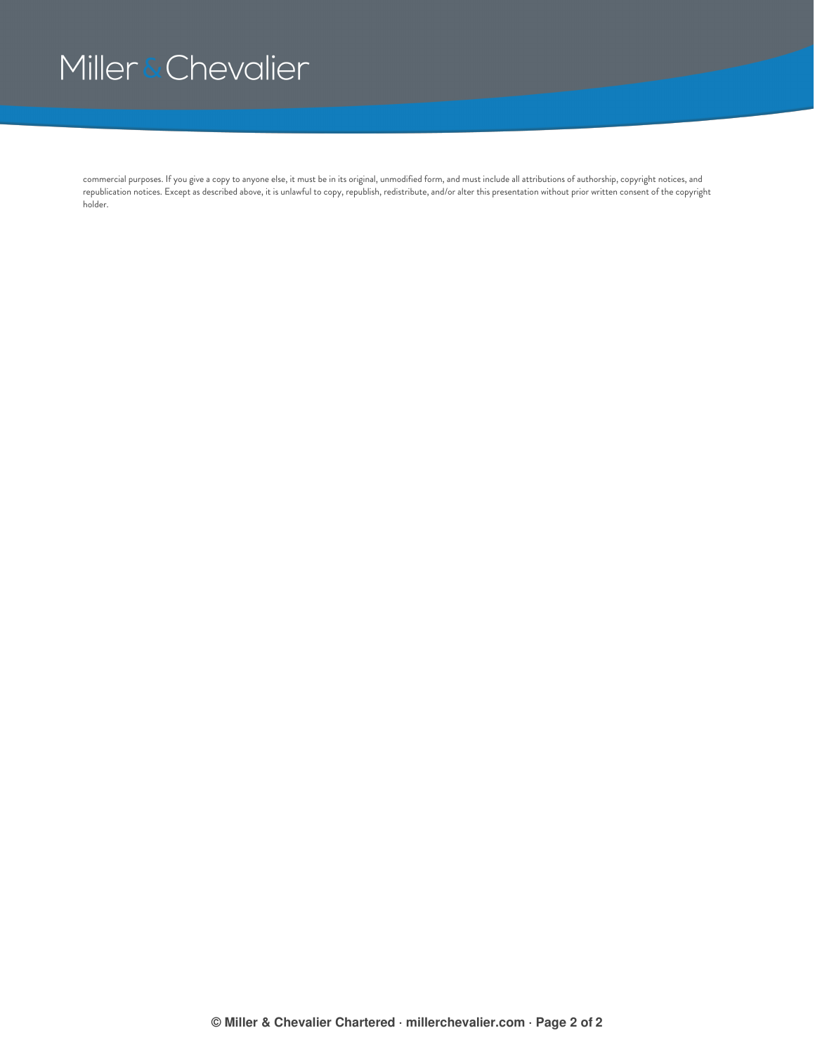commercial purposes. If you give a copy to anyone else, it must be in its original, unmodified form, and must include all attributions of authorship, copyright notices, and republication notices. Except as described above, it is unlawful to copy, republish, redistribute, and/or alter this presentation without prior written consent of the copyright holder.